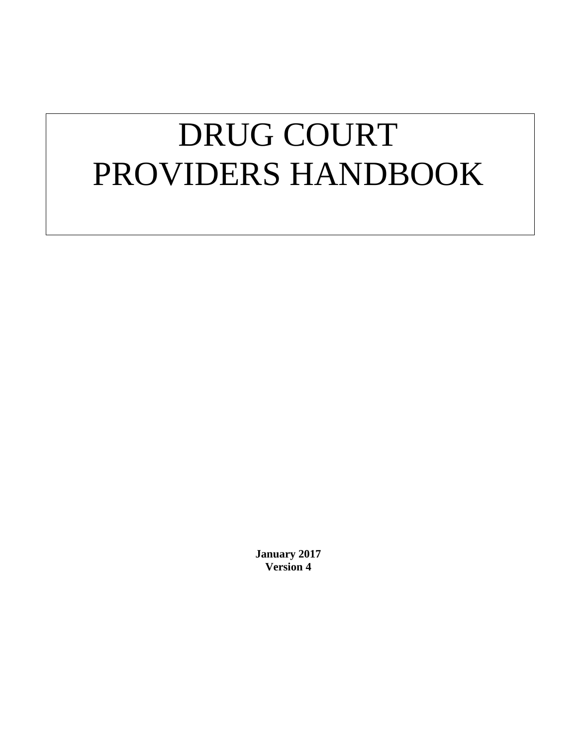# DRUG COURT PROVIDERS HANDBOOK

**January 2017**
**Version 4**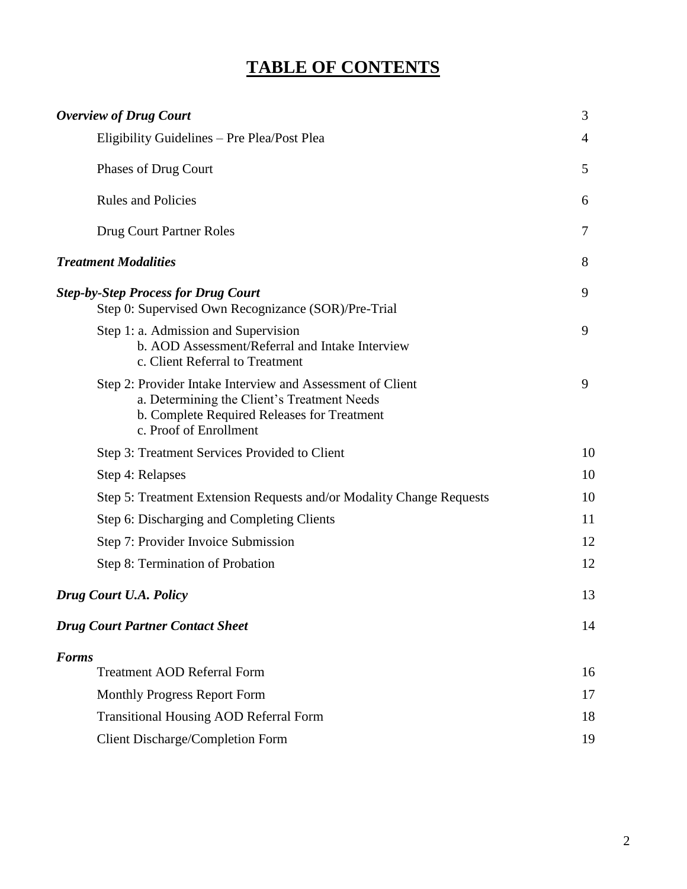# TABLE OF CONTENTS

| | |
|---|---|
| ***Overview of Drug Court*** | 3 |
| Eligibility Guidelines – Pre Plea/Post Plea | 4 |
| Phases of Drug Court | 5 |
| Rules and Policies | 6 |
| Drug Court Partner Roles | 7 |
| ***Treatment Modalities*** | 8 |
| ***Step-by-Step Process for Drug Court*** <br> Step 0: Supervised Own Recognizance (SOR)/Pre-Trial | 9 |
| Step 1: a. Admission and Supervision <br> b. AOD Assessment/Referral and Intake Interview <br> c. Client Referral to Treatment | 9 |
| Step 2: Provider Intake Interview and Assessment of Client <br> a. Determining the Client's Treatment Needs <br> b. Complete Required Releases for Treatment <br> c. Proof of Enrollment | 9 |
| Step 3: Treatment Services Provided to Client | 10 |
| Step 4: Relapses | 10 |
| Step 5: Treatment Extension Requests and/or Modality Change Requests | 10 |
| Step 6: Discharging and Completing Clients | 11 |
| Step 7: Provider Invoice Submission | 12 |
| Step 8: Termination of Probation | 12 |
| ***Drug Court U.A. Policy*** | 13 |
| ***Drug Court Partner Contact Sheet*** | 14 |
| ***Forms*** | |
| Treatment AOD Referral Form | 16 |
| Monthly Progress Report Form | 17 |
| Transitional Housing AOD Referral Form | 18 |
| Client Discharge/Completion Form | 19 |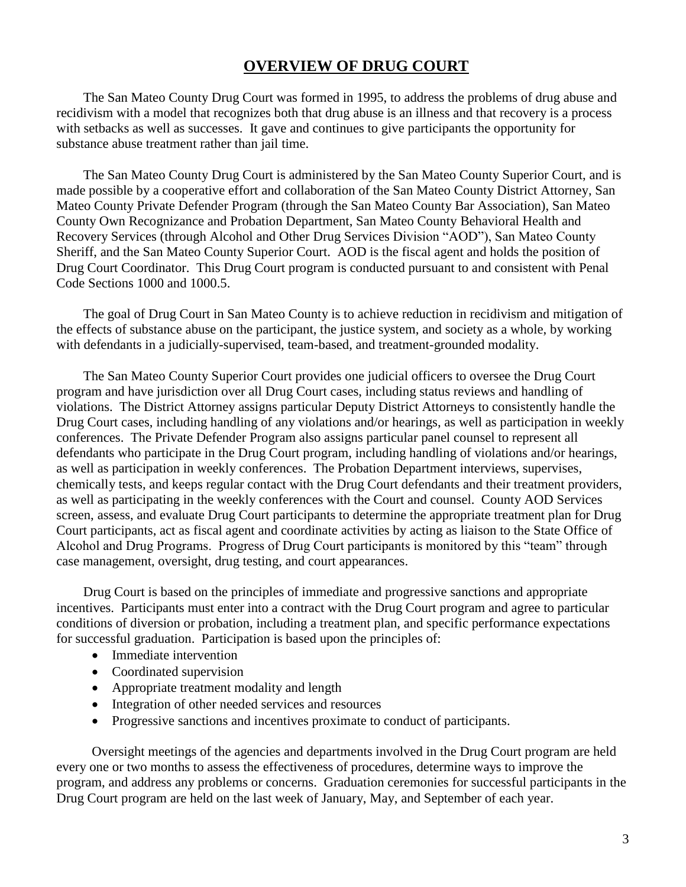# OVERVIEW OF DRUG COURT

The San Mateo County Drug Court was formed in 1995, to address the problems of drug abuse and recidivism with a model that recognizes both that drug abuse is an illness and that recovery is a process with setbacks as well as successes. It gave and continues to give participants the opportunity for substance abuse treatment rather than jail time.

The San Mateo County Drug Court is administered by the San Mateo County Superior Court, and is made possible by a cooperative effort and collaboration of the San Mateo County District Attorney, San Mateo County Private Defender Program (through the San Mateo County Bar Association), San Mateo County Own Recognizance and Probation Department, San Mateo County Behavioral Health and Recovery Services (through Alcohol and Other Drug Services Division "AOD"), San Mateo County Sheriff, and the San Mateo County Superior Court. AOD is the fiscal agent and holds the position of Drug Court Coordinator. This Drug Court program is conducted pursuant to and consistent with Penal Code Sections 1000 and 1000.5.

The goal of Drug Court in San Mateo County is to achieve reduction in recidivism and mitigation of the effects of substance abuse on the participant, the justice system, and society as a whole, by working with defendants in a judicially-supervised, team-based, and treatment-grounded modality.

The San Mateo County Superior Court provides one judicial officers to oversee the Drug Court program and have jurisdiction over all Drug Court cases, including status reviews and handling of violations. The District Attorney assigns particular Deputy District Attorneys to consistently handle the Drug Court cases, including handling of any violations and/or hearings, as well as participation in weekly conferences. The Private Defender Program also assigns particular panel counsel to represent all defendants who participate in the Drug Court program, including handling of violations and/or hearings, as well as participation in weekly conferences. The Probation Department interviews, supervises, chemically tests, and keeps regular contact with the Drug Court defendants and their treatment providers, as well as participating in the weekly conferences with the Court and counsel. County AOD Services screen, assess, and evaluate Drug Court participants to determine the appropriate treatment plan for Drug Court participants, act as fiscal agent and coordinate activities by acting as liaison to the State Office of Alcohol and Drug Programs. Progress of Drug Court participants is monitored by this "team" through case management, oversight, drug testing, and court appearances.

Drug Court is based on the principles of immediate and progressive sanctions and appropriate incentives. Participants must enter into a contract with the Drug Court program and agree to particular conditions of diversion or probation, including a treatment plan, and specific performance expectations for successful graduation. Participation is based upon the principles of:

- Immediate intervention
- Coordinated supervision
- Appropriate treatment modality and length
- Integration of other needed services and resources
- Progressive sanctions and incentives proximate to conduct of participants.

Oversight meetings of the agencies and departments involved in the Drug Court program are held every one or two months to assess the effectiveness of procedures, determine ways to improve the program, and address any problems or concerns. Graduation ceremonies for successful participants in the Drug Court program are held on the last week of January, May, and September of each year.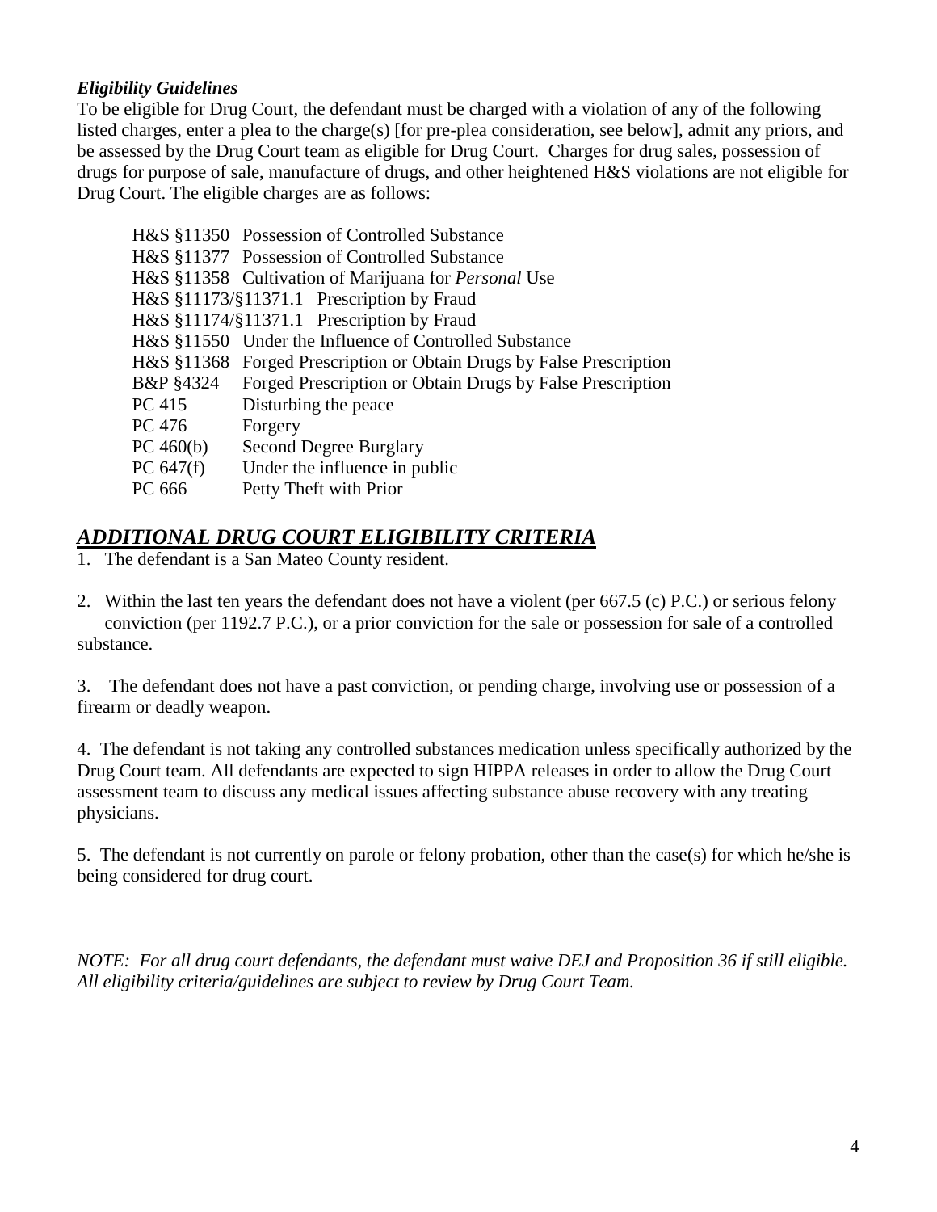***Eligibility Guidelines***

To be eligible for Drug Court, the defendant must be charged with a violation of any of the following listed charges, enter a plea to the charge(s) [for pre-plea consideration, see below], admit any priors, and be assessed by the Drug Court team as eligible for Drug Court. Charges for drug sales, possession of drugs for purpose of sale, manufacture of drugs, and other heightened H&S violations are not eligible for Drug Court. The eligible charges are as follows:

| | |
|---|---|
| H&S §11350 | Possession of Controlled Substance |
| H&S §11377 | Possession of Controlled Substance |
| H&S §11358 | Cultivation of Marijuana for *Personal* Use |
| H&S §11173/§11371.1 | Prescription by Fraud |
| H&S §11174/§11371.1 | Prescription by Fraud |
| H&S §11550 | Under the Influence of Controlled Substance |
| H&S §11368 | Forged Prescription or Obtain Drugs by False Prescription |
| B&P §4324 | Forged Prescription or Obtain Drugs by False Prescription |
| PC 415 | Disturbing the peace |
| PC 476 | Forgery |
| PC 460(b) | Second Degree Burglary |
| PC 647(f) | Under the influence in public |
| PC 666 | Petty Theft with Prior |

## ***ADDITIONAL DRUG COURT ELIGIBILITY CRITERIA***

1. The defendant is a San Mateo County resident.

2. Within the last ten years the defendant does not have a violent (per 667.5 (c) P.C.) or serious felony conviction (per 1192.7 P.C.), or a prior conviction for the sale or possession for sale of a controlled substance.

3. The defendant does not have a past conviction, or pending charge, involving use or possession of a firearm or deadly weapon.

4. The defendant is not taking any controlled substances medication unless specifically authorized by the Drug Court team. All defendants are expected to sign HIPPA releases in order to allow the Drug Court assessment team to discuss any medical issues affecting substance abuse recovery with any treating physicians.

5. The defendant is not currently on parole or felony probation, other than the case(s) for which he/she is being considered for drug court.

*NOTE: For all drug court defendants, the defendant must waive DEJ and Proposition 36 if still eligible. All eligibility criteria/guidelines are subject to review by Drug Court Team.*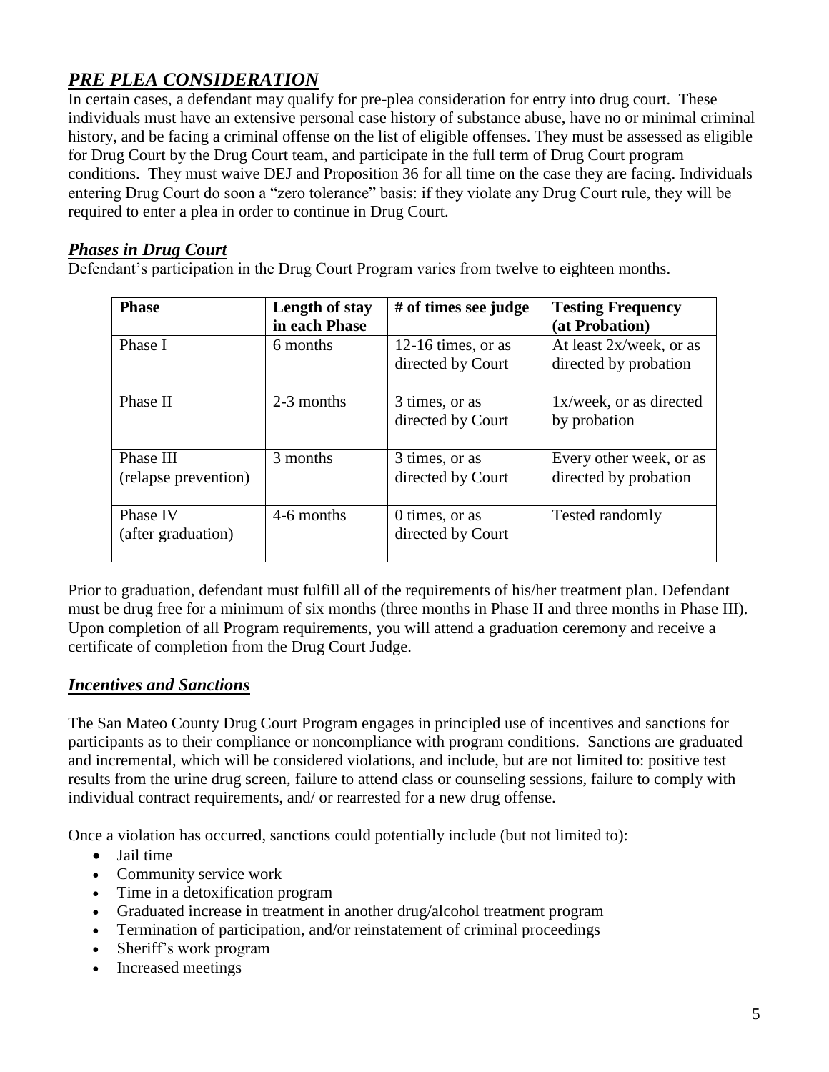## ***PRE PLEA CONSIDERATION***

In certain cases, a defendant may qualify for pre-plea consideration for entry into drug court. These individuals must have an extensive personal case history of substance abuse, have no or minimal criminal history, and be facing a criminal offense on the list of eligible offenses. They must be assessed as eligible for Drug Court by the Drug Court team, and participate in the full term of Drug Court program conditions. They must waive DEJ and Proposition 36 for all time on the case they are facing. Individuals entering Drug Court do soon a "zero tolerance" basis: if they violate any Drug Court rule, they will be required to enter a plea in order to continue in Drug Court.

### ***Phases in Drug Court***

Defendant's participation in the Drug Court Program varies from twelve to eighteen months.

| **Phase** | **Length of stay in each Phase** | **# of times see judge** | **Testing Frequency (at Probation)** |
|---|---|---|---|
| Phase I | 6 months | 12-16 times, or as directed by Court | At least 2x/week, or as directed by probation |
| Phase II | 2-3 months | 3 times, or as directed by Court | 1x/week, or as directed by probation |
| Phase III (relapse prevention) | 3 months | 3 times, or as directed by Court | Every other week, or as directed by probation |
| Phase IV (after graduation) | 4-6 months | 0 times, or as directed by Court | Tested randomly |

Prior to graduation, defendant must fulfill all of the requirements of his/her treatment plan. Defendant must be drug free for a minimum of six months (three months in Phase II and three months in Phase III). Upon completion of all Program requirements, you will attend a graduation ceremony and receive a certificate of completion from the Drug Court Judge.

## ***Incentives and Sanctions***

The San Mateo County Drug Court Program engages in principled use of incentives and sanctions for participants as to their compliance or noncompliance with program conditions. Sanctions are graduated and incremental, which will be considered violations, and include, but are not limited to: positive test results from the urine drug screen, failure to attend class or counseling sessions, failure to comply with individual contract requirements, and/ or rearrested for a new drug offense.

Once a violation has occurred, sanctions could potentially include (but not limited to):

- Jail time
- Community service work
- Time in a detoxification program
- Graduated increase in treatment in another drug/alcohol treatment program
- Termination of participation, and/or reinstatement of criminal proceedings
- Sheriff's work program
- Increased meetings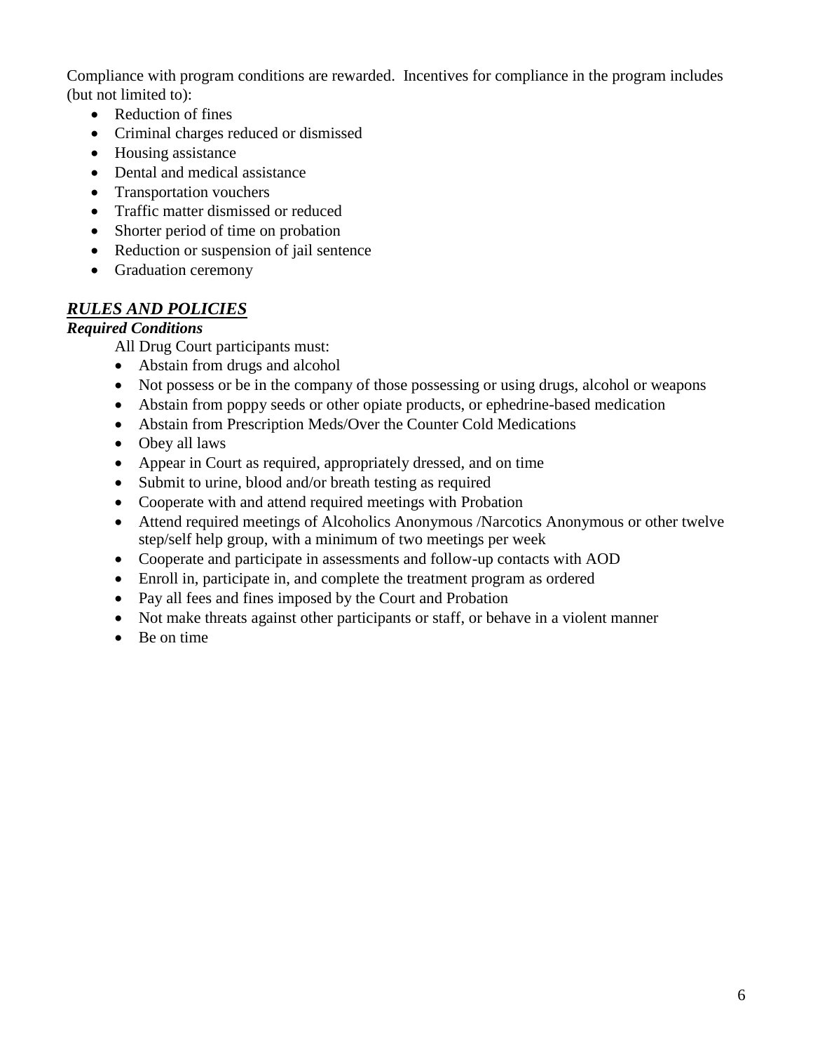Compliance with program conditions are rewarded. Incentives for compliance in the program includes (but not limited to):

- Reduction of fines
- Criminal charges reduced or dismissed
- Housing assistance
- Dental and medical assistance
- Transportation vouchers
- Traffic matter dismissed or reduced
- Shorter period of time on probation
- Reduction or suspension of jail sentence
- Graduation ceremony

## ***RULES AND POLICIES***

### ***Required Conditions***

All Drug Court participants must:

- Abstain from drugs and alcohol
- Not possess or be in the company of those possessing or using drugs, alcohol or weapons
- Abstain from poppy seeds or other opiate products, or ephedrine-based medication
- Abstain from Prescription Meds/Over the Counter Cold Medications
- Obey all laws
- Appear in Court as required, appropriately dressed, and on time
- Submit to urine, blood and/or breath testing as required
- Cooperate with and attend required meetings with Probation
- Attend required meetings of Alcoholics Anonymous /Narcotics Anonymous or other twelve step/self help group, with a minimum of two meetings per week
- Cooperate and participate in assessments and follow-up contacts with AOD
- Enroll in, participate in, and complete the treatment program as ordered
- Pay all fees and fines imposed by the Court and Probation
- Not make threats against other participants or staff, or behave in a violent manner
- Be on time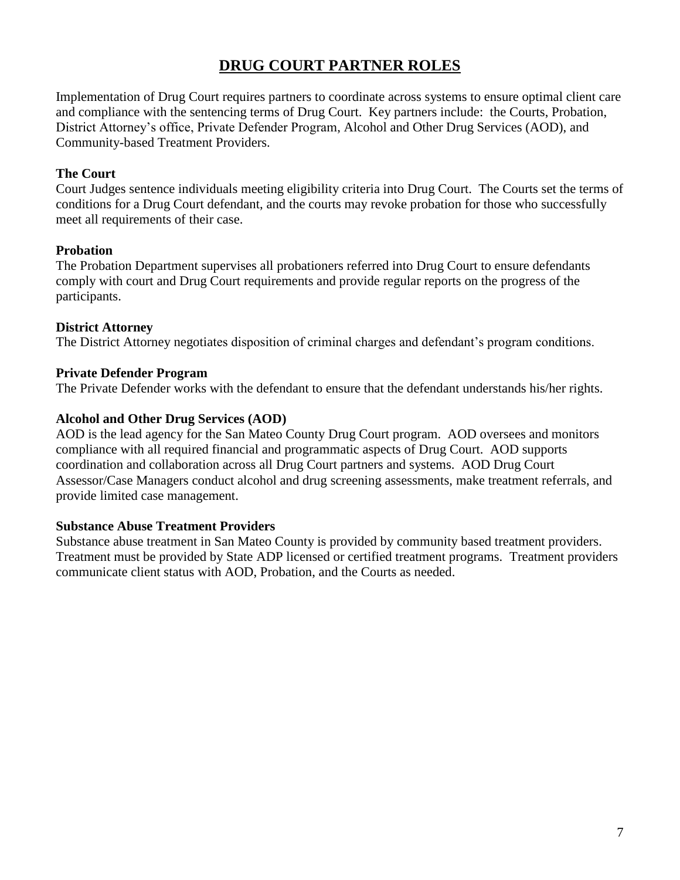# DRUG COURT PARTNER ROLES

Implementation of Drug Court requires partners to coordinate across systems to ensure optimal client care and compliance with the sentencing terms of Drug Court. Key partners include: the Courts, Probation, District Attorney's office, Private Defender Program, Alcohol and Other Drug Services (AOD), and Community-based Treatment Providers.

**The Court**
Court Judges sentence individuals meeting eligibility criteria into Drug Court. The Courts set the terms of conditions for a Drug Court defendant, and the courts may revoke probation for those who successfully meet all requirements of their case.

**Probation**
The Probation Department supervises all probationers referred into Drug Court to ensure defendants comply with court and Drug Court requirements and provide regular reports on the progress of the participants.

**District Attorney**
The District Attorney negotiates disposition of criminal charges and defendant's program conditions.

**Private Defender Program**
The Private Defender works with the defendant to ensure that the defendant understands his/her rights.

**Alcohol and Other Drug Services (AOD)**
AOD is the lead agency for the San Mateo County Drug Court program. AOD oversees and monitors compliance with all required financial and programmatic aspects of Drug Court. AOD supports coordination and collaboration across all Drug Court partners and systems. AOD Drug Court Assessor/Case Managers conduct alcohol and drug screening assessments, make treatment referrals, and provide limited case management.

**Substance Abuse Treatment Providers**
Substance abuse treatment in San Mateo County is provided by community based treatment providers. Treatment must be provided by State ADP licensed or certified treatment programs. Treatment providers communicate client status with AOD, Probation, and the Courts as needed.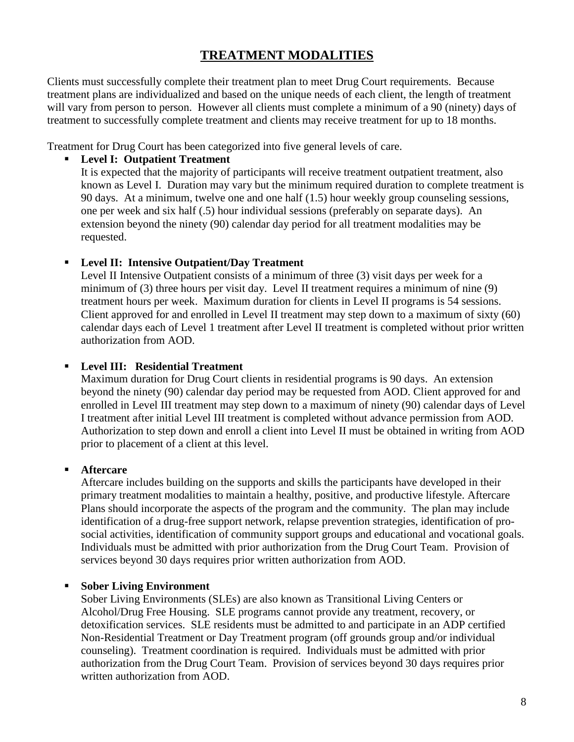# TREATMENT MODALITIES

Clients must successfully complete their treatment plan to meet Drug Court requirements. Because treatment plans are individualized and based on the unique needs of each client, the length of treatment will vary from person to person. However all clients must complete a minimum of a 90 (ninety) days of treatment to successfully complete treatment and clients may receive treatment for up to 18 months.

Treatment for Drug Court has been categorized into five general levels of care.

- **Level I: Outpatient Treatment**
  It is expected that the majority of participants will receive treatment outpatient treatment, also known as Level I. Duration may vary but the minimum required duration to complete treatment is 90 days. At a minimum, twelve one and one half (1.5) hour weekly group counseling sessions, one per week and six half (.5) hour individual sessions (preferably on separate days). An extension beyond the ninety (90) calendar day period for all treatment modalities may be requested.

- **Level II: Intensive Outpatient/Day Treatment**
  Level II Intensive Outpatient consists of a minimum of three (3) visit days per week for a minimum of (3) three hours per visit day. Level II treatment requires a minimum of nine (9) treatment hours per week. Maximum duration for clients in Level II programs is 54 sessions. Client approved for and enrolled in Level II treatment may step down to a maximum of sixty (60) calendar days each of Level 1 treatment after Level II treatment is completed without prior written authorization from AOD.

- **Level III: Residential Treatment**
  Maximum duration for Drug Court clients in residential programs is 90 days. An extension beyond the ninety (90) calendar day period may be requested from AOD. Client approved for and enrolled in Level III treatment may step down to a maximum of ninety (90) calendar days of Level I treatment after initial Level III treatment is completed without advance permission from AOD. Authorization to step down and enroll a client into Level II must be obtained in writing from AOD prior to placement of a client at this level.

- **Aftercare**
  Aftercare includes building on the supports and skills the participants have developed in their primary treatment modalities to maintain a healthy, positive, and productive lifestyle. Aftercare Plans should incorporate the aspects of the program and the community. The plan may include identification of a drug-free support network, relapse prevention strategies, identification of pro-social activities, identification of community support groups and educational and vocational goals. Individuals must be admitted with prior authorization from the Drug Court Team. Provision of services beyond 30 days requires prior written authorization from AOD.

- **Sober Living Environment**
  Sober Living Environments (SLEs) are also known as Transitional Living Centers or Alcohol/Drug Free Housing. SLE programs cannot provide any treatment, recovery, or detoxification services. SLE residents must be admitted to and participate in an ADP certified Non-Residential Treatment or Day Treatment program (off grounds group and/or individual counseling). Treatment coordination is required. Individuals must be admitted with prior authorization from the Drug Court Team. Provision of services beyond 30 days requires prior written authorization from AOD.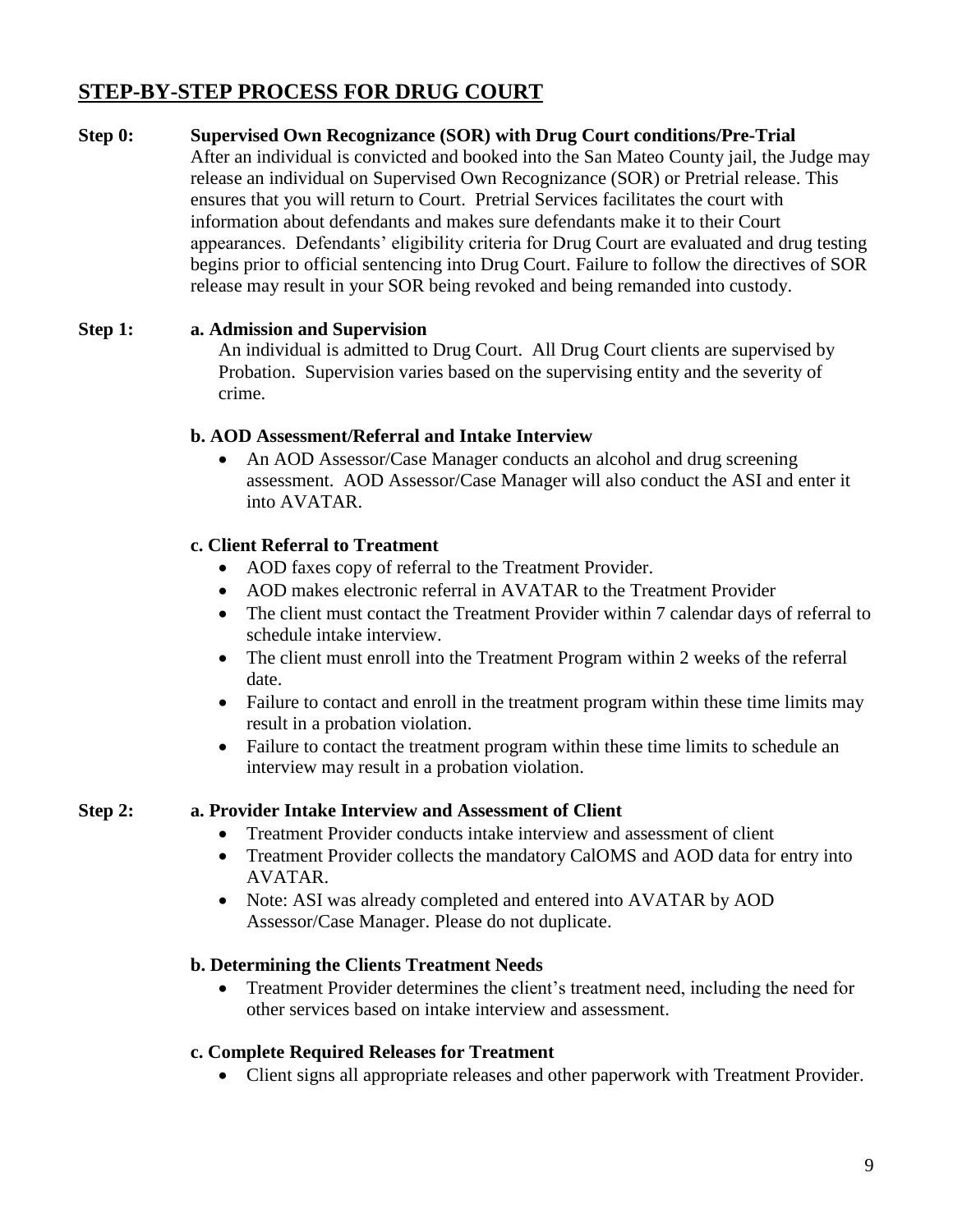## STEP-BY-STEP PROCESS FOR DRUG COURT

**Step 0: Supervised Own Recognizance (SOR) with Drug Court conditions/Pre-Trial**

After an individual is convicted and booked into the San Mateo County jail, the Judge may release an individual on Supervised Own Recognizance (SOR) or Pretrial release. This ensures that you will return to Court. Pretrial Services facilitates the court with information about defendants and makes sure defendants make it to their Court appearances. Defendants' eligibility criteria for Drug Court are evaluated and drug testing begins prior to official sentencing into Drug Court. Failure to follow the directives of SOR release may result in your SOR being revoked and being remanded into custody.

**Step 1:**

**a. Admission and Supervision**

An individual is admitted to Drug Court. All Drug Court clients are supervised by Probation. Supervision varies based on the supervising entity and the severity of crime.

**b. AOD Assessment/Referral and Intake Interview**

- An AOD Assessor/Case Manager conducts an alcohol and drug screening assessment. AOD Assessor/Case Manager will also conduct the ASI and enter it into AVATAR.

**c. Client Referral to Treatment**

- AOD faxes copy of referral to the Treatment Provider.
- AOD makes electronic referral in AVATAR to the Treatment Provider
- The client must contact the Treatment Provider within 7 calendar days of referral to schedule intake interview.
- The client must enroll into the Treatment Program within 2 weeks of the referral date.
- Failure to contact and enroll in the treatment program within these time limits may result in a probation violation.
- Failure to contact the treatment program within these time limits to schedule an interview may result in a probation violation.

**Step 2:**

**a. Provider Intake Interview and Assessment of Client**

- Treatment Provider conducts intake interview and assessment of client
- Treatment Provider collects the mandatory CalOMS and AOD data for entry into AVATAR.
- Note: ASI was already completed and entered into AVATAR by AOD Assessor/Case Manager. Please do not duplicate.

**b. Determining the Clients Treatment Needs**

- Treatment Provider determines the client's treatment need, including the need for other services based on intake interview and assessment.

**c. Complete Required Releases for Treatment**

- Client signs all appropriate releases and other paperwork with Treatment Provider.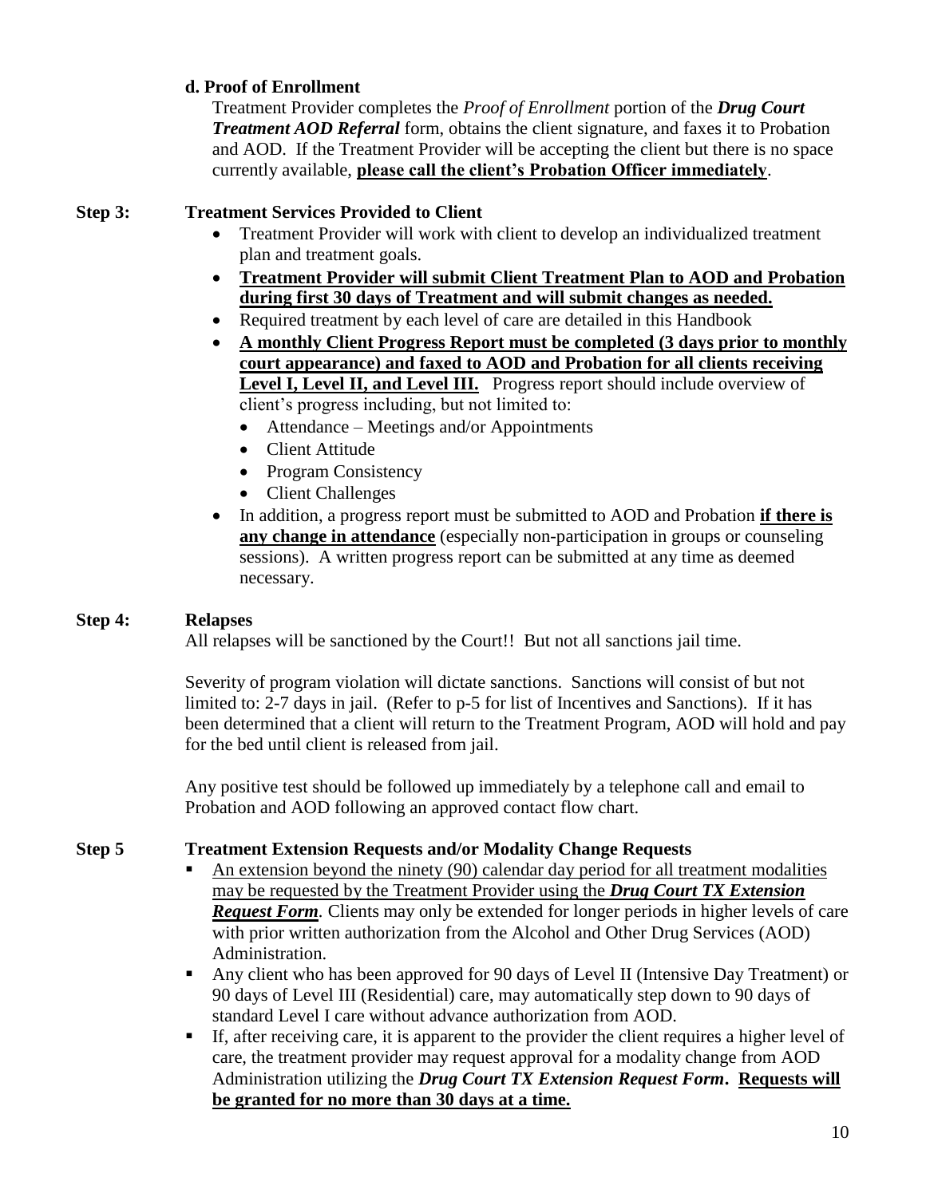### d. Proof of Enrollment

Treatment Provider completes the *Proof of Enrollment* portion of the ***Drug Court Treatment AOD Referral*** form, obtains the client signature, and faxes it to Probation and AOD. If the Treatment Provider will be accepting the client but there is no space currently available, **please call the client's Probation Officer immediately**.

### Step 3: Treatment Services Provided to Client

- Treatment Provider will work with client to develop an individualized treatment plan and treatment goals.
- **Treatment Provider will submit Client Treatment Plan to AOD and Probation during first 30 days of Treatment and will submit changes as needed.**
- Required treatment by each level of care are detailed in this Handbook
- **A monthly Client Progress Report must be completed (3 days prior to monthly court appearance) and faxed to AOD and Probation for all clients receiving Level I, Level II, and Level III.** Progress report should include overview of client's progress including, but not limited to:
  - Attendance – Meetings and/or Appointments
  - Client Attitude
  - Program Consistency
  - Client Challenges
- In addition, a progress report must be submitted to AOD and Probation **if there is any change in attendance** (especially non-participation in groups or counseling sessions). A written progress report can be submitted at any time as deemed necessary.

### Step 4: Relapses

All relapses will be sanctioned by the Court!! But not all sanctions jail time.

Severity of program violation will dictate sanctions. Sanctions will consist of but not limited to: 2-7 days in jail. (Refer to p-5 for list of Incentives and Sanctions). If it has been determined that a client will return to the Treatment Program, AOD will hold and pay for the bed until client is released from jail.

Any positive test should be followed up immediately by a telephone call and email to Probation and AOD following an approved contact flow chart.

### Step 5 Treatment Extension Requests and/or Modality Change Requests

- An extension beyond the ninety (90) calendar day period for all treatment modalities may be requested by the Treatment Provider using the ***Drug Court TX Extension Request Form***. Clients may only be extended for longer periods in higher levels of care with prior written authorization from the Alcohol and Other Drug Services (AOD) Administration.
- Any client who has been approved for 90 days of Level II (Intensive Day Treatment) or 90 days of Level III (Residential) care, may automatically step down to 90 days of standard Level I care without advance authorization from AOD.
- If, after receiving care, it is apparent to the provider the client requires a higher level of care, the treatment provider may request approval for a modality change from AOD Administration utilizing the ***Drug Court TX Extension Request Form***. **Requests will be granted for no more than 30 days at a time.**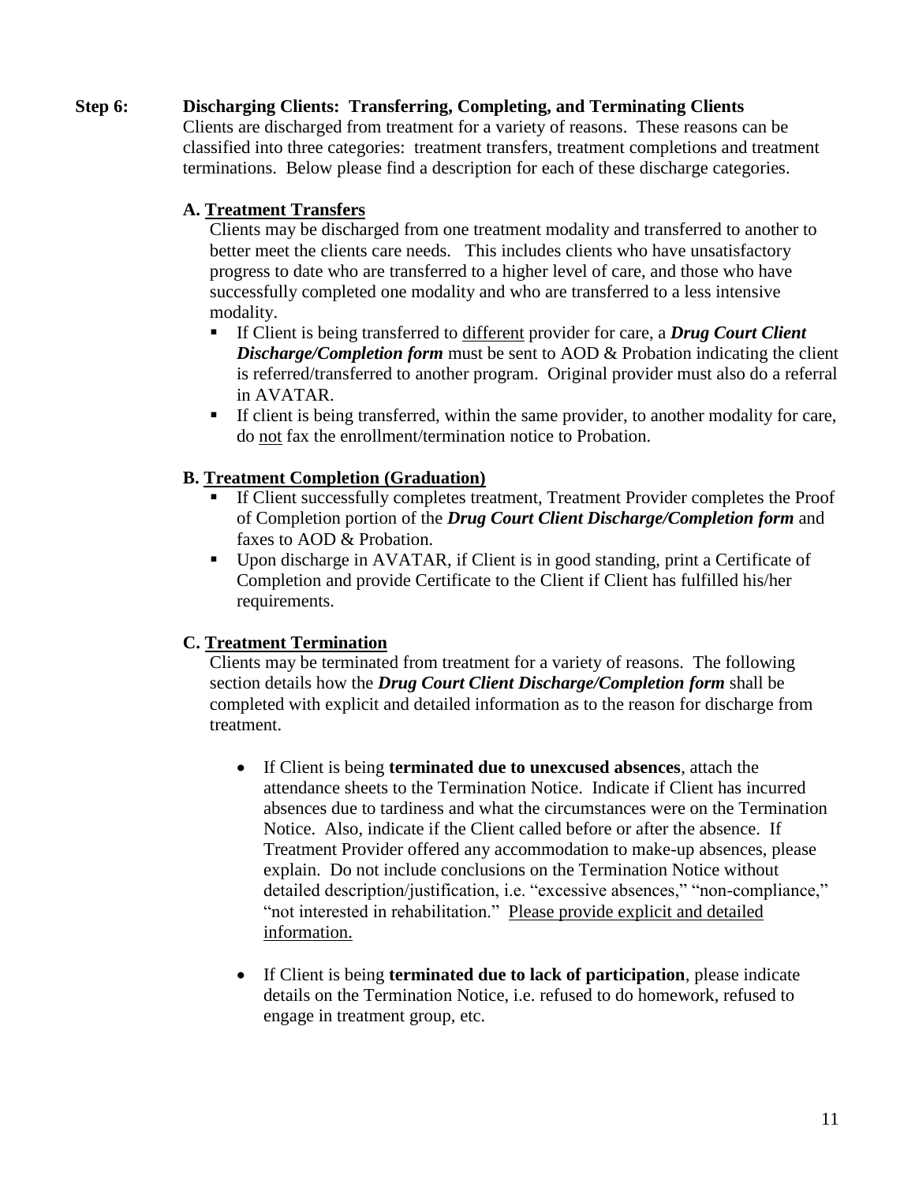## Step 6: Discharging Clients: Transferring, Completing, and Terminating Clients

Clients are discharged from treatment for a variety of reasons. These reasons can be classified into three categories: treatment transfers, treatment completions and treatment terminations. Below please find a description for each of these discharge categories.

### A. Treatment Transfers

Clients may be discharged from one treatment modality and transferred to another to better meet the clients care needs. This includes clients who have unsatisfactory progress to date who are transferred to a higher level of care, and those who have successfully completed one modality and who are transferred to a less intensive modality.

- If Client is being transferred to different provider for care, a ***Drug Court Client Discharge/Completion form*** must be sent to AOD & Probation indicating the client is referred/transferred to another program. Original provider must also do a referral in AVATAR.
- If client is being transferred, within the same provider, to another modality for care, do not fax the enrollment/termination notice to Probation.

### B. Treatment Completion (Graduation)

- If Client successfully completes treatment, Treatment Provider completes the Proof of Completion portion of the ***Drug Court Client Discharge/Completion form*** and faxes to AOD & Probation.
- Upon discharge in AVATAR, if Client is in good standing, print a Certificate of Completion and provide Certificate to the Client if Client has fulfilled his/her requirements.

### C. Treatment Termination

Clients may be terminated from treatment for a variety of reasons. The following section details how the ***Drug Court Client Discharge/Completion form*** shall be completed with explicit and detailed information as to the reason for discharge from treatment.

- If Client is being **terminated due to unexcused absences**, attach the attendance sheets to the Termination Notice. Indicate if Client has incurred absences due to tardiness and what the circumstances were on the Termination Notice. Also, indicate if the Client called before or after the absence. If Treatment Provider offered any accommodation to make-up absences, please explain. Do not include conclusions on the Termination Notice without detailed description/justification, i.e. "excessive absences," "non-compliance," "not interested in rehabilitation." Please provide explicit and detailed information.

- If Client is being **terminated due to lack of participation**, please indicate details on the Termination Notice, i.e. refused to do homework, refused to engage in treatment group, etc.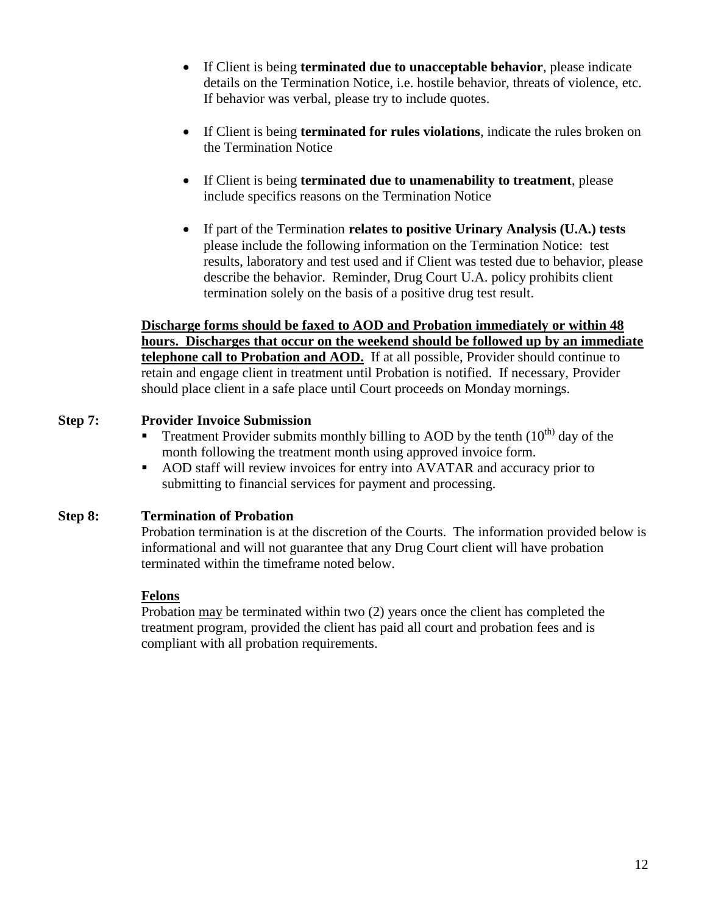- If Client is being **terminated due to unacceptable behavior**, please indicate details on the Termination Notice, i.e. hostile behavior, threats of violence, etc. If behavior was verbal, please try to include quotes.

- If Client is being **terminated for rules violations**, indicate the rules broken on the Termination Notice

- If Client is being **terminated due to unamenability to treatment**, please include specifics reasons on the Termination Notice

- If part of the Termination **relates to positive Urinary Analysis (U.A.) tests** please include the following information on the Termination Notice: test results, laboratory and test used and if Client was tested due to behavior, please describe the behavior. Reminder, Drug Court U.A. policy prohibits client termination solely on the basis of a positive drug test result.

<u>**Discharge forms should be faxed to AOD and Probation immediately or within 48 hours. Discharges that occur on the weekend should be followed up by an immediate telephone call to Probation and AOD.**</u> If at all possible, Provider should continue to retain and engage client in treatment until Probation is notified. If necessary, Provider should place client in a safe place until Court proceeds on Monday mornings.

**Step 7: Provider Invoice Submission**

- Treatment Provider submits monthly billing to AOD by the tenth (10th) day of the month following the treatment month using approved invoice form.
- AOD staff will review invoices for entry into AVATAR and accuracy prior to submitting to financial services for payment and processing.

**Step 8: Termination of Probation**

Probation termination is at the discretion of the Courts. The information provided below is informational and will not guarantee that any Drug Court client will have probation terminated within the timeframe noted below.

<u>**Felons**</u>

Probation <u>may</u> be terminated within two (2) years once the client has completed the treatment program, provided the client has paid all court and probation fees and is compliant with all probation requirements.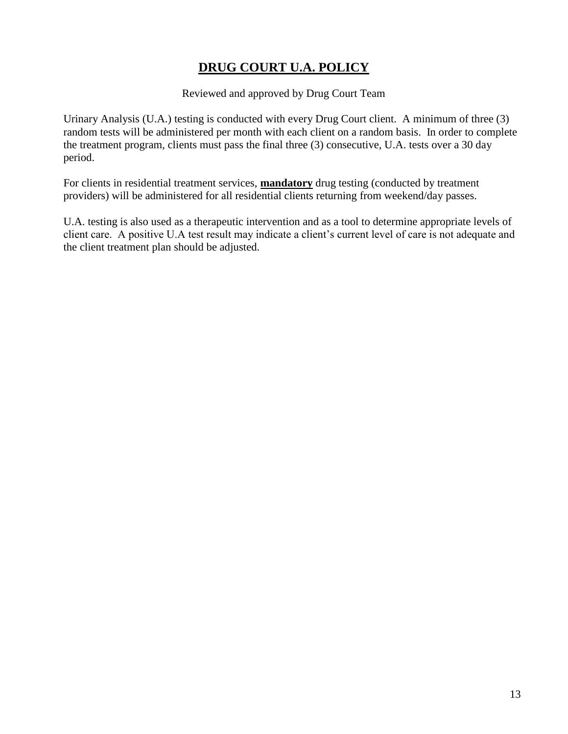# **DRUG COURT U.A. POLICY**

Reviewed and approved by Drug Court Team

Urinary Analysis (U.A.) testing is conducted with every Drug Court client. A minimum of three (3) random tests will be administered per month with each client on a random basis. In order to complete the treatment program, clients must pass the final three (3) consecutive, U.A. tests over a 30 day period.

For clients in residential treatment services, **mandatory** drug testing (conducted by treatment providers) will be administered for all residential clients returning from weekend/day passes.

U.A. testing is also used as a therapeutic intervention and as a tool to determine appropriate levels of client care. A positive U.A test result may indicate a client's current level of care is not adequate and the client treatment plan should be adjusted.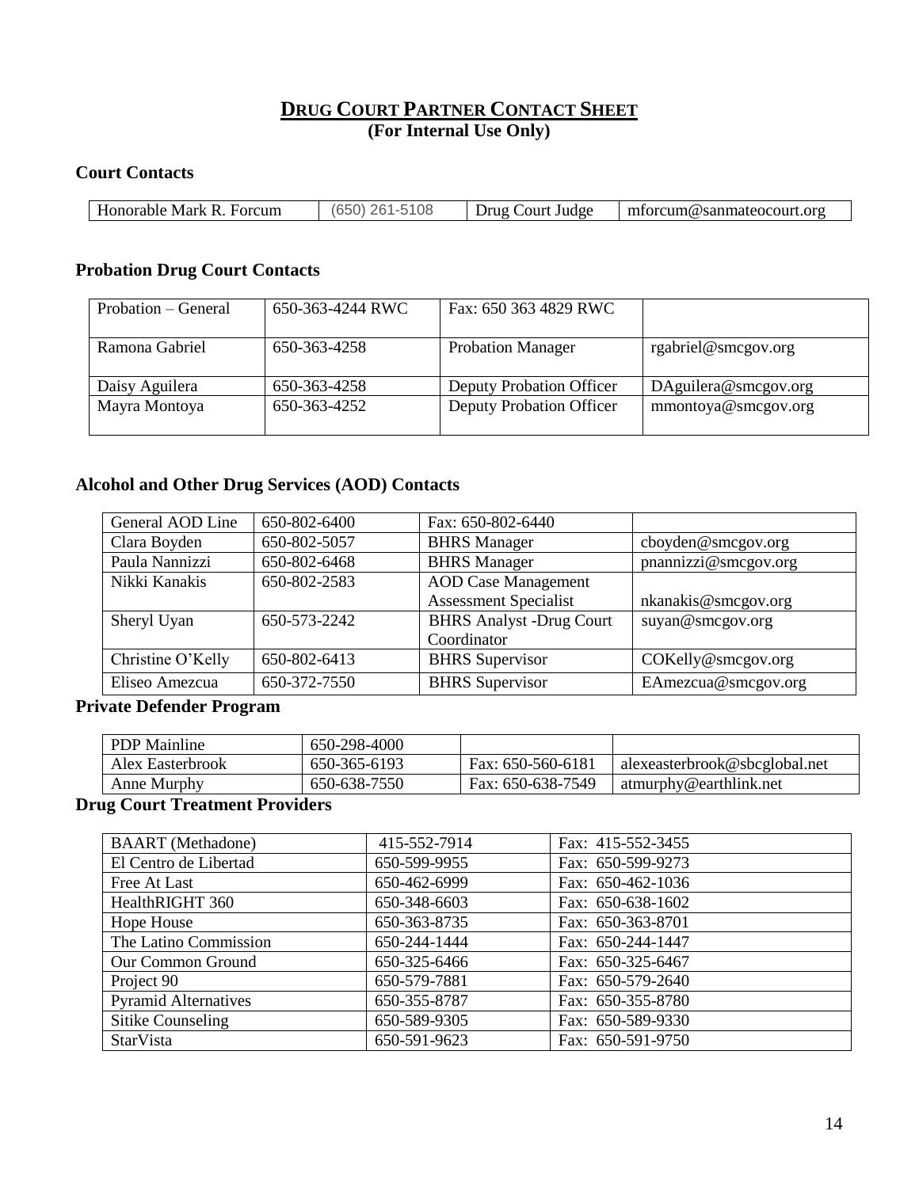# DRUG COURT PARTNER CONTACT SHEET

**(For Internal Use Only)**

### Court Contacts

| | | | |
|---|---|---|---|
| Honorable Mark R. Forcum | (650) 261-5108 | Drug Court Judge | mforcum@sanmateocourt.org |

### Probation Drug Court Contacts

| | | | |
|---|---|---|---|
| Probation – General | 650-363-4244 RWC | Fax: 650 363 4829 RWC | |
| Ramona Gabriel | 650-363-4258 | Probation Manager | rgabriel@smcgov.org |
| Daisy Aguilera | 650-363-4258 | Deputy Probation Officer | DAguilera@smcgov.org |
| Mayra Montoya | 650-363-4252 | Deputy Probation Officer | mmontoya@smcgov.org |

### Alcohol and Other Drug Services (AOD) Contacts

| | | | |
|---|---|---|---|
| General AOD Line | 650-802-6400 | Fax: 650-802-6440 | |
| Clara Boyden | 650-802-5057 | BHRS Manager | cboyden@smcgov.org |
| Paula Nannizzi | 650-802-6468 | BHRS Manager | pnannizzi@smcgov.org |
| Nikki Kanakis | 650-802-2583 | AOD Case Management Assessment Specialist | nkanakis@smcgov.org |
| Sheryl Uyan | 650-573-2242 | BHRS Analyst -Drug Court Coordinator | suyan@smcgov.org |
| Christine O'Kelly | 650-802-6413 | BHRS Supervisor | COKelly@smcgov.org |
| Eliseo Amezcua | 650-372-7550 | BHRS Supervisor | EAmezcua@smcgov.org |

### Private Defender Program

| | | | |
|---|---|---|---|
| PDP Mainline | 650-298-4000 | | |
| Alex Easterbrook | 650-365-6193 | Fax: 650-560-6181 | alexeasterbrook@sbcglobal.net |
| Anne Murphy | 650-638-7550 | Fax: 650-638-7549 | atmurphy@earthlink.net |

### Drug Court Treatment Providers

| | | |
|---|---|---|
| BAART (Methadone) | 415-552-7914 | Fax: 415-552-3455 |
| El Centro de Libertad | 650-599-9955 | Fax: 650-599-9273 |
| Free At Last | 650-462-6999 | Fax: 650-462-1036 |
| HealthRIGHT 360 | 650-348-6603 | Fax: 650-638-1602 |
| Hope House | 650-363-8735 | Fax: 650-363-8701 |
| The Latino Commission | 650-244-1444 | Fax: 650-244-1447 |
| Our Common Ground | 650-325-6466 | Fax: 650-325-6467 |
| Project 90 | 650-579-7881 | Fax: 650-579-2640 |
| Pyramid Alternatives | 650-355-8787 | Fax: 650-355-8780 |
| Sitike Counseling | 650-589-9305 | Fax: 650-589-9330 |
| StarVista | 650-591-9623 | Fax: 650-591-9750 |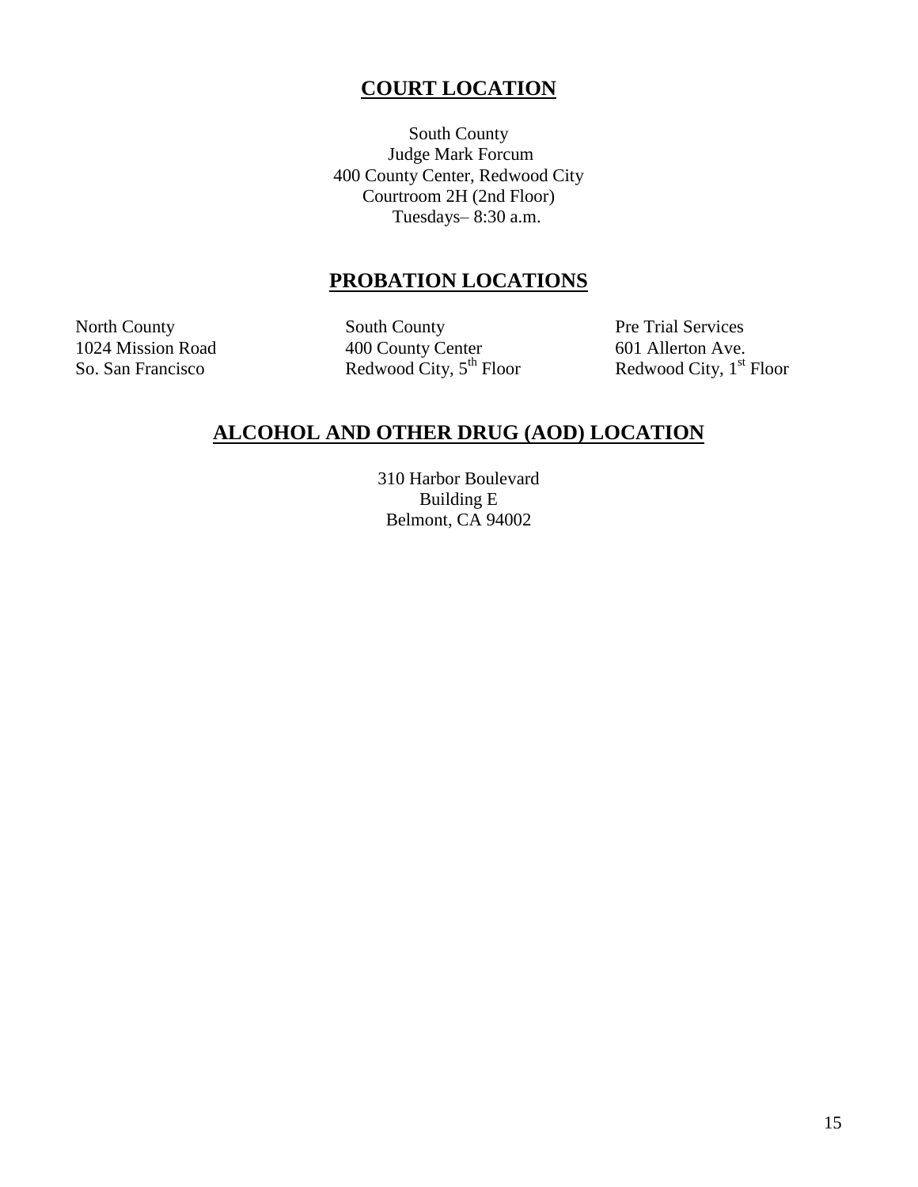## COURT LOCATION

South County
Judge Mark Forcum
400 County Center, Redwood City
Courtroom 2H (2nd Floor)
Tuesdays– 8:30 a.m.

## PROBATION LOCATIONS

North County
1024 Mission Road
So. San Francisco

South County
400 County Center
Redwood City, 5th Floor

Pre Trial Services
601 Allerton Ave.
Redwood City, 1st Floor

## ALCOHOL AND OTHER DRUG (AOD) LOCATION

310 Harbor Boulevard
Building E
Belmont, CA 94002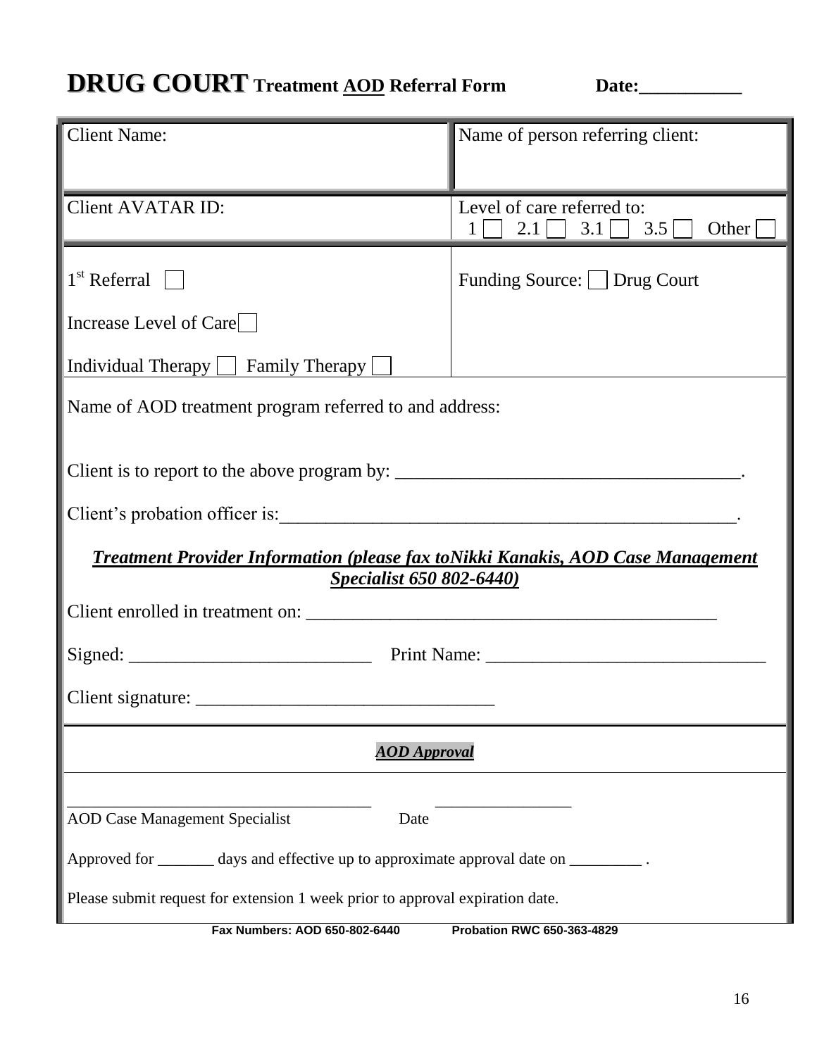# **DRUG COURT** Treatment <u>AOD</u> Referral Form **Date:___________**

| Client Name: | Name of person referring client: |
|---|---|
| Client AVATAR ID: | Level of care referred to: 1 ☐ 2.1 ☐ 3.1 ☐ 3.5 ☐ Other ☐ |
| 1st Referral ☐<br><br>Increase Level of Care ☐<br><br>Individual Therapy ☐ Family Therapy ☐ | Funding Source: ☐ Drug Court |

Name of AOD treatment program referred to and address:

Client is to report to the above program by: ____________________________________.

Client's probation officer is:_________________________________________________.

***<u>Treatment Provider Information (please fax toNikki Kanakis, AOD Case Management Specialist 650 802-6440)</u>***

Client enrolled in treatment on: ___________________________________________

Signed: __________________________ Print Name: ______________________________

Client signature: _______________________________

***<u>AOD Approval</u>***

___________________________________ ________________

AOD Case Management Specialist Date

Approved for _______ days and effective up to approximate approval date on _________ .

Please submit request for extension 1 week prior to approval expiration date.

**Fax Numbers: AOD 650-802-6440 Probation RWC 650-363-4829**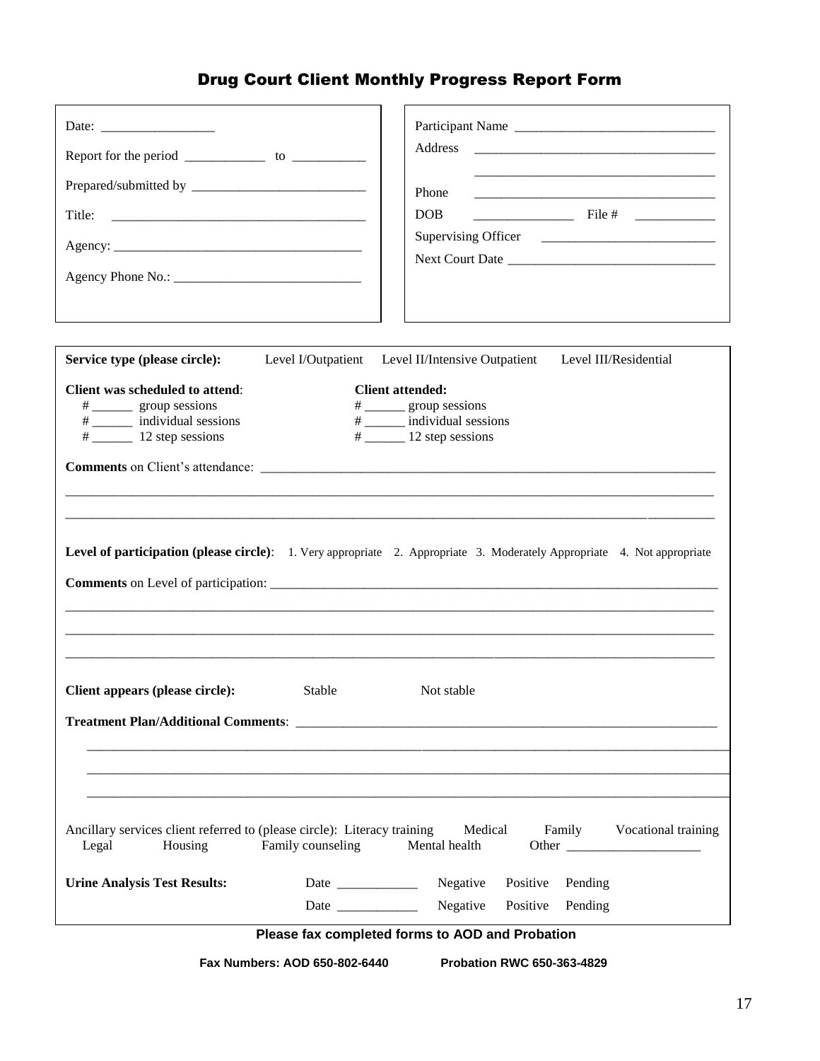# Drug Court Client Monthly Progress Report Form

Date: _________________

Report for the period ____________ to ___________

Prepared/submitted by __________________________

Title: ______________________________________

Agency: ____________________________________

Agency Phone No.: ___________________________

Participant Name ______________________________

Address ___________________________________

___________________________________

Phone ___________________________________

DOB _______________ File # ____________

Supervising Officer _________________________

Next Court Date ______________________________

**Service type (please circle):** Level I/Outpatient Level II/Intensive Outpatient Level III/Residential

**Client was scheduled to attend**:
- # ______ group sessions
- # ______ individual sessions
- # ______ 12 step sessions

**Client attended:**
- # ______ group sessions
- # ______ individual sessions
- # ______ 12 step sessions

**Comments** on Client's attendance: ____________________________________________________________________

_____________________________________________________________________________________________

_____________________________________________________________________________________________

**Level of participation (please circle)**: 1. Very appropriate 2. Appropriate 3. Moderately Appropriate 4. Not appropriate

**Comments** on Level of participation: ___________________________________________________________________

_____________________________________________________________________________________________

_____________________________________________________________________________________________

_____________________________________________________________________________________________

**Client appears (please circle):** Stable Not stable

**Treatment Plan/Additional Comments**: __________________________________________________________________

_____________________________________________________________________________________________

_____________________________________________________________________________________________

_____________________________________________________________________________________________

Ancillary services client referred to (please circle): Literacy training Medical Family Vocational training Legal Housing Family counseling Mental health Other ____________________

**Urine Analysis Test Results:** Date ____________ Negative Positive Pending

Date ____________ Negative Positive Pending

**Please fax completed forms to AOD and Probation**

**Fax Numbers: AOD 650-802-6440 Probation RWC 650-363-4829**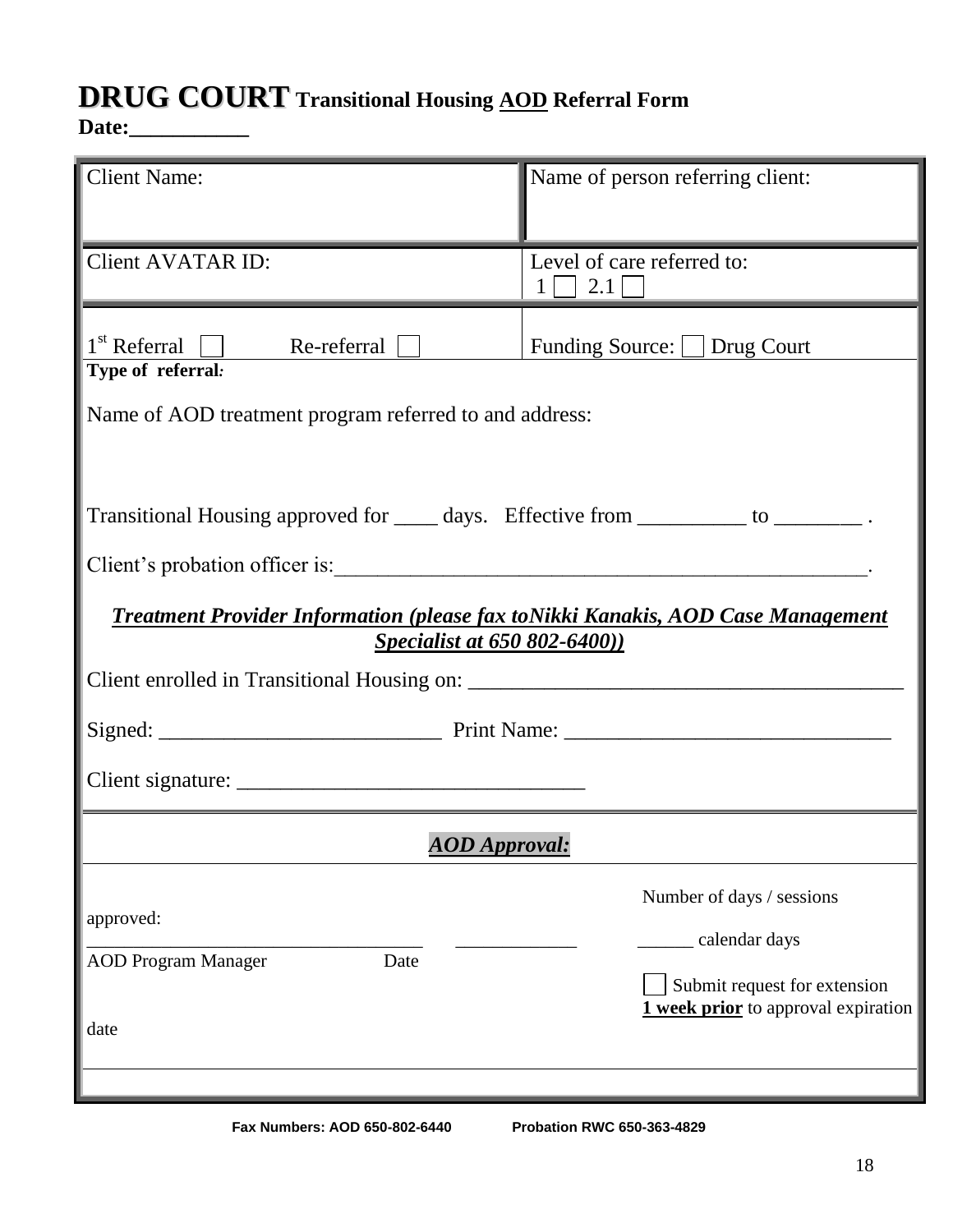# **DRUG COURT** Transitional Housing <u>AOD</u> Referral Form

**Date:___________**

| Client Name: | Name of person referring client: |
|---|---|
| Client AVATAR ID: | Level of care referred to: 1 ☐ 2.1 ☐ |
| 1st Referral ☐ Re-referral ☐ | Funding Source: ☐ Drug Court |

**Type of referral:**

Name of AOD treatment program referred to and address:

Transitional Housing approved for ____ days. Effective from __________ to ________ .

Client's probation officer is:___________________________________________________.

***<u>Treatment Provider Information (please fax toNikki Kanakis, AOD Case Management Specialist at 650 802-6400))</u>***

Client enrolled in Transitional Housing on: ________________________________________

Signed: __________________________ Print Name: ______________________________

Client signature: _______________________________

***<u>AOD Approval:</u>***

approved:

__________________________________ ____________ Number of days / sessions ______ calendar days

AOD Program Manager Date

☐ Submit request for extension **<u>1 week prior</u>** to approval expiration

date

**Fax Numbers: AOD 650-802-6440 Probation RWC 650-363-4829**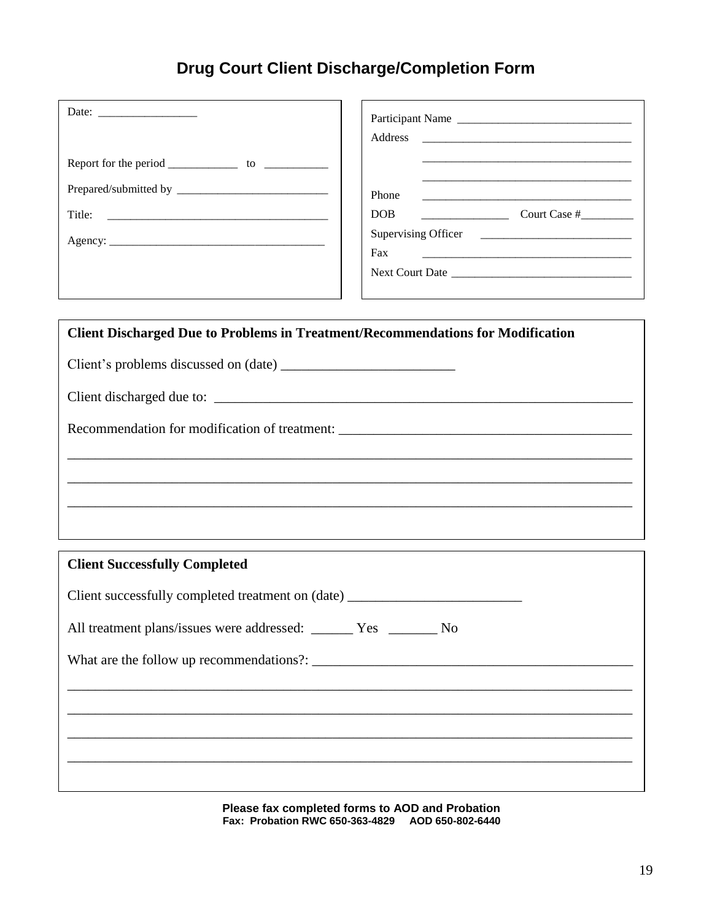# Drug Court Client Discharge/Completion Form

Date: _________________

Report for the period ____________ to ___________

Prepared/submitted by __________________________

Title: ______________________________________

Agency: ____________________________________

Participant Name ______________________________

Address ___________________________________

___________________________________

___________________________________

Phone ___________________________________

DOB _______________ Court Case #_________

Supervising Officer __________________________

Fax ___________________________________

Next Court Date ______________________________

**Client Discharged Due to Problems in Treatment/Recommendations for Modification**

Client's problems discussed on (date) _________________________

Client discharged due to: ______________________________________________________________

Recommendation for modification of treatment: __________________________________________

___________________________________________________________________________________

___________________________________________________________________________________

___________________________________________________________________________________

**Client Successfully Completed**

Client successfully completed treatment on (date) _________________________

All treatment plans/issues were addressed: ______ Yes _______ No

What are the follow up recommendations?: _______________________________________________

___________________________________________________________________________________

___________________________________________________________________________________

___________________________________________________________________________________

___________________________________________________________________________________

**Please fax completed forms to AOD and Probation**
**Fax: Probation RWC 650-363-4829 AOD 650-802-6440**